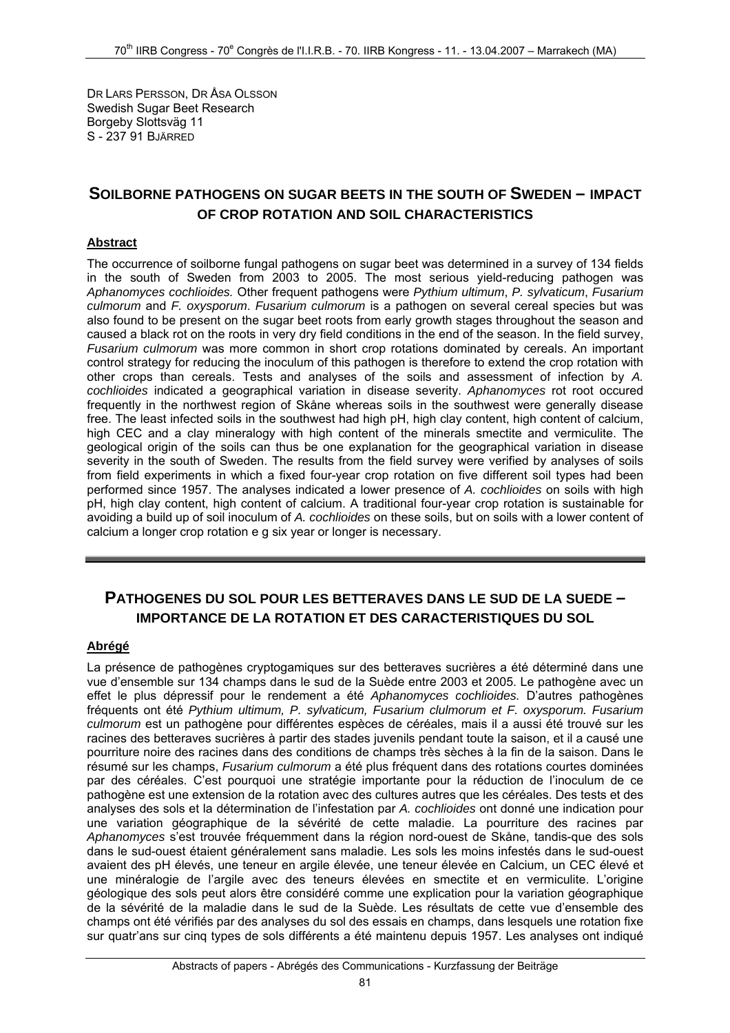DR LARS PERSSON, DR ÅSA OLSSON
Swedish Sugar Beet Research
Borgeby Slottsväg 11
S - 237 91 BJÄRRED

# SOILBORNE PATHOGENS ON SUGAR BEETS IN THE SOUTH OF SWEDEN – IMPACT OF CROP ROTATION AND SOIL CHARACTERISTICS

## Abstract

The occurrence of soilborne fungal pathogens on sugar beet was determined in a survey of 134 fields in the south of Sweden from 2003 to 2005. The most serious yield-reducing pathogen was *Aphanomyces cochlioides.* Other frequent pathogens were *Pythium ultimum*, *P. sylvaticum*, *Fusarium culmorum* and *F. oxysporum*. *Fusarium culmorum* is a pathogen on several cereal species but was also found to be present on the sugar beet roots from early growth stages throughout the season and caused a black rot on the roots in very dry field conditions in the end of the season. In the field survey, *Fusarium culmorum* was more common in short crop rotations dominated by cereals. An important control strategy for reducing the inoculum of this pathogen is therefore to extend the crop rotation with other crops than cereals. Tests and analyses of the soils and assessment of infection by *A. cochlioides* indicated a geographical variation in disease severity. *Aphanomyces* rot root occured frequently in the northwest region of Skåne whereas soils in the southwest were generally disease free. The least infected soils in the southwest had high pH, high clay content, high content of calcium, high CEC and a clay mineralogy with high content of the minerals smectite and vermiculite. The geological origin of the soils can thus be one explanation for the geographical variation in disease severity in the south of Sweden. The results from the field survey were verified by analyses of soils from field experiments in which a fixed four-year crop rotation on five different soil types had been performed since 1957. The analyses indicated a lower presence of *A. cochlioides* on soils with high pH, high clay content, high content of calcium. A traditional four-year crop rotation is sustainable for avoiding a build up of soil inoculum of *A. cochlioides* on these soils, but on soils with a lower content of calcium a longer crop rotation e g six year or longer is necessary.

---

# PATHOGENES DU SOL POUR LES BETTERAVES DANS LE SUD DE LA SUEDE – IMPORTANCE DE LA ROTATION ET DES CARACTERISTIQUES DU SOL

## Abrégé

La présence de pathogènes cryptogamiques sur des betteraves sucrières a été déterminé dans une vue d'ensemble sur 134 champs dans le sud de la Suède entre 2003 et 2005. Le pathogène avec un effet le plus dépressif pour le rendement a été *Aphanomyces cochlioides.* D'autres pathogènes fréquents ont été *Pythium ultimum, P. sylvaticum, Fusarium clulmorum et F. oxysporum. Fusarium culmorum* est un pathogène pour différentes espèces de céréales, mais il a aussi été trouvé sur les racines des betteraves sucrières à partir des stades juvenils pendant toute la saison, et il a causé une pourriture noire des racines dans des conditions de champs très sèches à la fin de la saison. Dans le résumé sur les champs, *Fusarium culmorum* a été plus fréquent dans des rotations courtes dominées par des céréales. C'est pourquoi une stratégie importante pour la réduction de l'inoculum de ce pathogène est une extension de la rotation avec des cultures autres que les céréales. Des tests et des analyses des sols et la détermination de l'infestation par *A. cochlioides* ont donné une indication pour une variation géographique de la sévérité de cette maladie. La pourriture des racines par *Aphanomyces* s'est trouvée fréquemment dans la région nord-ouest de Skåne, tandis-que des sols dans le sud-ouest étaient généralement sans maladie. Les sols les moins infestés dans le sud-ouest avaient des pH élevés, une teneur en argile élevée, une teneur élevée en Calcium, un CEC élevé et une minéralogie de l'argile avec des teneurs élevées en smectite et en vermiculite. L'origine géologique des sols peut alors être considéré comme une explication pour la variation géographique de la sévérité de la maladie dans le sud de la Suède. Les résultats de cette vue d'ensemble des champs ont été vérifiés par des analyses du sol des essais en champs, dans lesquels une rotation fixe sur quatr'ans sur cinq types de sols différents a été maintenu depuis 1957. Les analyses ont indiqué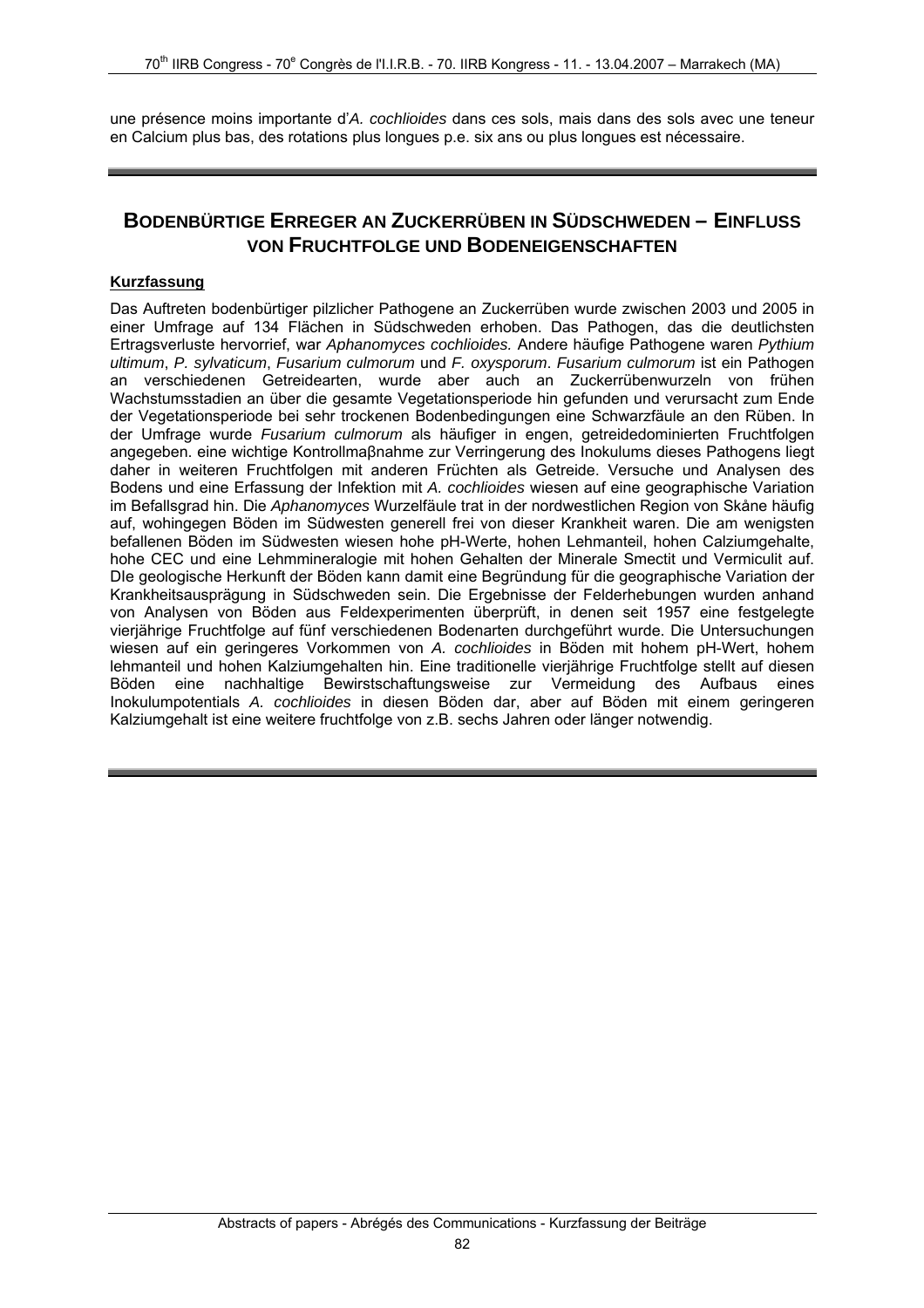une présence moins importante d'*A. cochlioides* dans ces sols, mais dans des sols avec une teneur en Calcium plus bas, des rotations plus longues p.e. six ans ou plus longues est nécessaire.

# BODENBÜRTIGE ERREGER AN ZUCKERRÜBEN IN SÜDSCHWEDEN – EINFLUSS VON FRUCHTFOLGE UND BODENEIGENSCHAFTEN

**Kurzfassung**

Das Auftreten bodenbürtiger pilzlicher Pathogene an Zuckerrüben wurde zwischen 2003 und 2005 in einer Umfrage auf 134 Flächen in Südschweden erhoben. Das Pathogen, das die deutlichsten Ertragsverluste hervorrief, war *Aphanomyces cochlioides.* Andere häufige Pathogene waren *Pythium ultimum*, *P. sylvaticum*, *Fusarium culmorum* und *F. oxysporum*. *Fusarium culmorum* ist ein Pathogen an verschiedenen Getreidearten, wurde aber auch an Zuckerrübenwurzeln von frühen Wachstumsstadien an über die gesamte Vegetationsperiode hin gefunden und verursacht zum Ende der Vegetationsperiode bei sehr trockenen Bodenbedingungen eine Schwarzfäule an den Rüben. In der Umfrage wurde *Fusarium culmorum* als häufiger in engen, getreidedominierten Fruchtfolgen angegeben. eine wichtige Kontrollmaβnahme zur Verringerung des Inokulums dieses Pathogens liegt daher in weiteren Fruchtfolgen mit anderen Früchten als Getreide. Versuche und Analysen des Bodens und eine Erfassung der Infektion mit *A. cochlioides* wiesen auf eine geographische Variation im Befallsgrad hin. Die *Aphanomyces* Wurzelfäule trat in der nordwestlichen Region von Skåne häufig auf, wohingegen Böden im Südwesten generell frei von dieser Krankheit waren. Die am wenigsten befallenen Böden im Südwesten wiesen hohe pH-Werte, hohen Lehmanteil, hohen Calziumgehalte, hohe CEC und eine Lehmmineralogie mit hohen Gehalten der Minerale Smectit und Vermiculit auf. DIe geologische Herkunft der Böden kann damit eine Begründung für die geographische Variation der Krankheitsausprägung in Südschweden sein. Die Ergebnisse der Felderhebungen wurden anhand von Analysen von Böden aus Feldexperimenten überprüft, in denen seit 1957 eine festgelegte vierjährige Fruchtfolge auf fünf verschiedenen Bodenarten durchgeführt wurde. Die Untersuchungen wiesen auf ein geringeres Vorkommen von *A. cochlioides* in Böden mit hohem pH-Wert, hohem lehmanteil und hohen Kalziumgehalten hin. Eine traditionelle vierjährige Fruchtfolge stellt auf diesen Böden eine nachhaltige Bewirstschaftungsweise zur Vermeidung des Aufbaus eines Inokulumpotentials *A. cochlioides* in diesen Böden dar, aber auf Böden mit einem geringeren Kalziumgehalt ist eine weitere fruchtfolge von z.B. sechs Jahren oder länger notwendig.